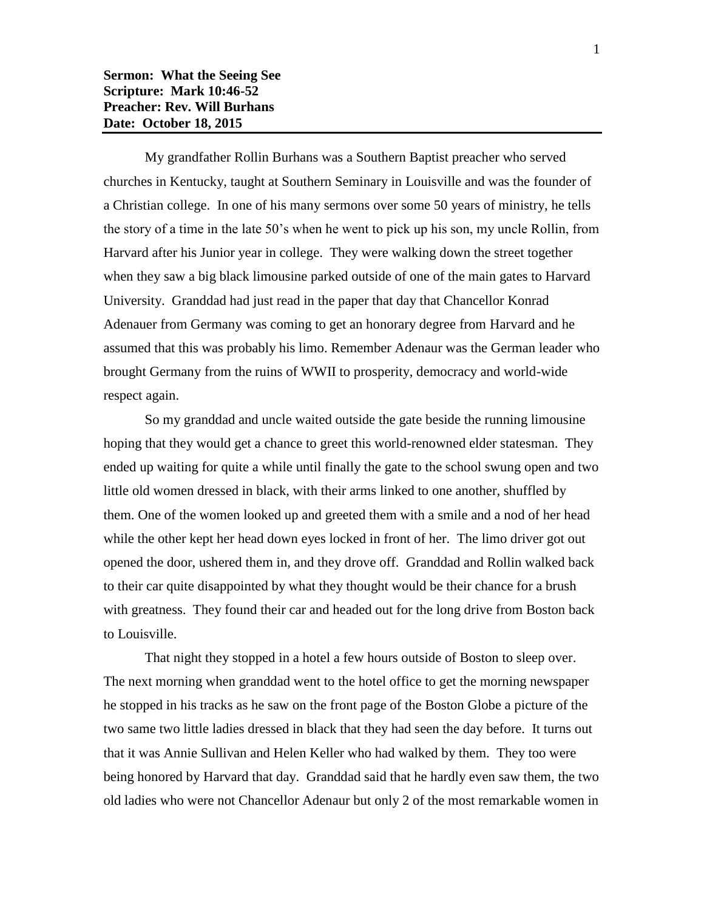**Sermon: What the Seeing See**
**Scripture: Mark 10:46-52**
**Preacher: Rev. Will Burhans**
**Date: October 18, 2015**

My grandfather Rollin Burhans was a Southern Baptist preacher who served churches in Kentucky, taught at Southern Seminary in Louisville and was the founder of a Christian college. In one of his many sermons over some 50 years of ministry, he tells the story of a time in the late 50's when he went to pick up his son, my uncle Rollin, from Harvard after his Junior year in college. They were walking down the street together when they saw a big black limousine parked outside of one of the main gates to Harvard University. Granddad had just read in the paper that day that Chancellor Konrad Adenauer from Germany was coming to get an honorary degree from Harvard and he assumed that this was probably his limo. Remember Adenaur was the German leader who brought Germany from the ruins of WWII to prosperity, democracy and world-wide respect again.

So my granddad and uncle waited outside the gate beside the running limousine hoping that they would get a chance to greet this world-renowned elder statesman. They ended up waiting for quite a while until finally the gate to the school swung open and two little old women dressed in black, with their arms linked to one another, shuffled by them. One of the women looked up and greeted them with a smile and a nod of her head while the other kept her head down eyes locked in front of her. The limo driver got out opened the door, ushered them in, and they drove off. Granddad and Rollin walked back to their car quite disappointed by what they thought would be their chance for a brush with greatness. They found their car and headed out for the long drive from Boston back to Louisville.

That night they stopped in a hotel a few hours outside of Boston to sleep over. The next morning when granddad went to the hotel office to get the morning newspaper he stopped in his tracks as he saw on the front page of the Boston Globe a picture of the two same two little ladies dressed in black that they had seen the day before. It turns out that it was Annie Sullivan and Helen Keller who had walked by them. They too were being honored by Harvard that day. Granddad said that he hardly even saw them, the two old ladies who were not Chancellor Adenaur but only 2 of the most remarkable women in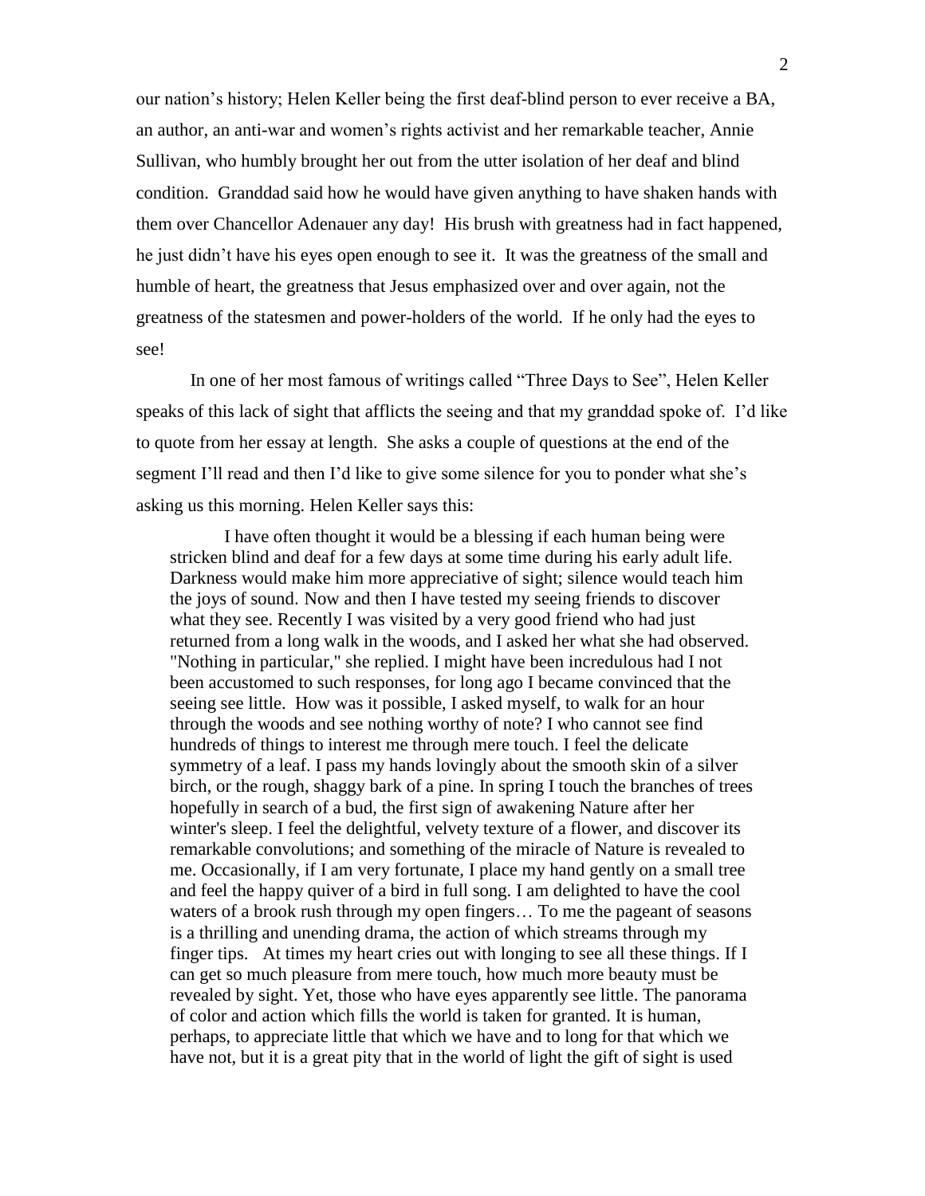our nation's history; Helen Keller being the first deaf-blind person to ever receive a BA, an author, an anti-war and women's rights activist and her remarkable teacher, Annie Sullivan, who humbly brought her out from the utter isolation of her deaf and blind condition. Granddad said how he would have given anything to have shaken hands with them over Chancellor Adenauer any day! His brush with greatness had in fact happened, he just didn't have his eyes open enough to see it. It was the greatness of the small and humble of heart, the greatness that Jesus emphasized over and over again, not the greatness of the statesmen and power-holders of the world. If he only had the eyes to see!

In one of her most famous of writings called "Three Days to See", Helen Keller speaks of this lack of sight that afflicts the seeing and that my granddad spoke of. I'd like to quote from her essay at length. She asks a couple of questions at the end of the segment I'll read and then I'd like to give some silence for you to ponder what she's asking us this morning. Helen Keller says this:

> I have often thought it would be a blessing if each human being were stricken blind and deaf for a few days at some time during his early adult life. Darkness would make him more appreciative of sight; silence would teach him the joys of sound. Now and then I have tested my seeing friends to discover what they see. Recently I was visited by a very good friend who had just returned from a long walk in the woods, and I asked her what she had observed. "Nothing in particular," she replied. I might have been incredulous had I not been accustomed to such responses, for long ago I became convinced that the seeing see little. How was it possible, I asked myself, to walk for an hour through the woods and see nothing worthy of note? I who cannot see find hundreds of things to interest me through mere touch. I feel the delicate symmetry of a leaf. I pass my hands lovingly about the smooth skin of a silver birch, or the rough, shaggy bark of a pine. In spring I touch the branches of trees hopefully in search of a bud, the first sign of awakening Nature after her winter's sleep. I feel the delightful, velvety texture of a flower, and discover its remarkable convolutions; and something of the miracle of Nature is revealed to me. Occasionally, if I am very fortunate, I place my hand gently on a small tree and feel the happy quiver of a bird in full song. I am delighted to have the cool waters of a brook rush through my open fingers… To me the pageant of seasons is a thrilling and unending drama, the action of which streams through my finger tips. At times my heart cries out with longing to see all these things. If I can get so much pleasure from mere touch, how much more beauty must be revealed by sight. Yet, those who have eyes apparently see little. The panorama of color and action which fills the world is taken for granted. It is human, perhaps, to appreciate little that which we have and to long for that which we have not, but it is a great pity that in the world of light the gift of sight is used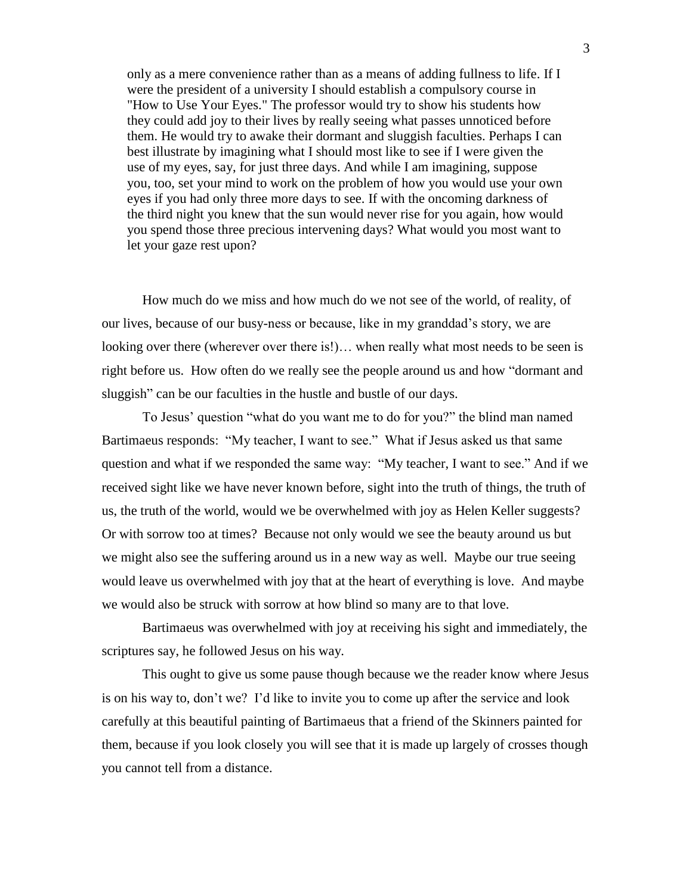> only as a mere convenience rather than as a means of adding fullness to life. If I were the president of a university I should establish a compulsory course in "How to Use Your Eyes." The professor would try to show his students how they could add joy to their lives by really seeing what passes unnoticed before them. He would try to awake their dormant and sluggish faculties. Perhaps I can best illustrate by imagining what I should most like to see if I were given the use of my eyes, say, for just three days. And while I am imagining, suppose you, too, set your mind to work on the problem of how you would use your own eyes if you had only three more days to see. If with the oncoming darkness of the third night you knew that the sun would never rise for you again, how would you spend those three precious intervening days? What would you most want to let your gaze rest upon?

How much do we miss and how much do we not see of the world, of reality, of our lives, because of our busy-ness or because, like in my granddad's story, we are looking over there (wherever over there is!)… when really what most needs to be seen is right before us. How often do we really see the people around us and how "dormant and sluggish" can be our faculties in the hustle and bustle of our days.

To Jesus' question "what do you want me to do for you?" the blind man named Bartimaeus responds: "My teacher, I want to see." What if Jesus asked us that same question and what if we responded the same way: "My teacher, I want to see." And if we received sight like we have never known before, sight into the truth of things, the truth of us, the truth of the world, would we be overwhelmed with joy as Helen Keller suggests? Or with sorrow too at times? Because not only would we see the beauty around us but we might also see the suffering around us in a new way as well. Maybe our true seeing would leave us overwhelmed with joy that at the heart of everything is love. And maybe we would also be struck with sorrow at how blind so many are to that love.

Bartimaeus was overwhelmed with joy at receiving his sight and immediately, the scriptures say, he followed Jesus on his way.

This ought to give us some pause though because we the reader know where Jesus is on his way to, don't we? I'd like to invite you to come up after the service and look carefully at this beautiful painting of Bartimaeus that a friend of the Skinners painted for them, because if you look closely you will see that it is made up largely of crosses though you cannot tell from a distance.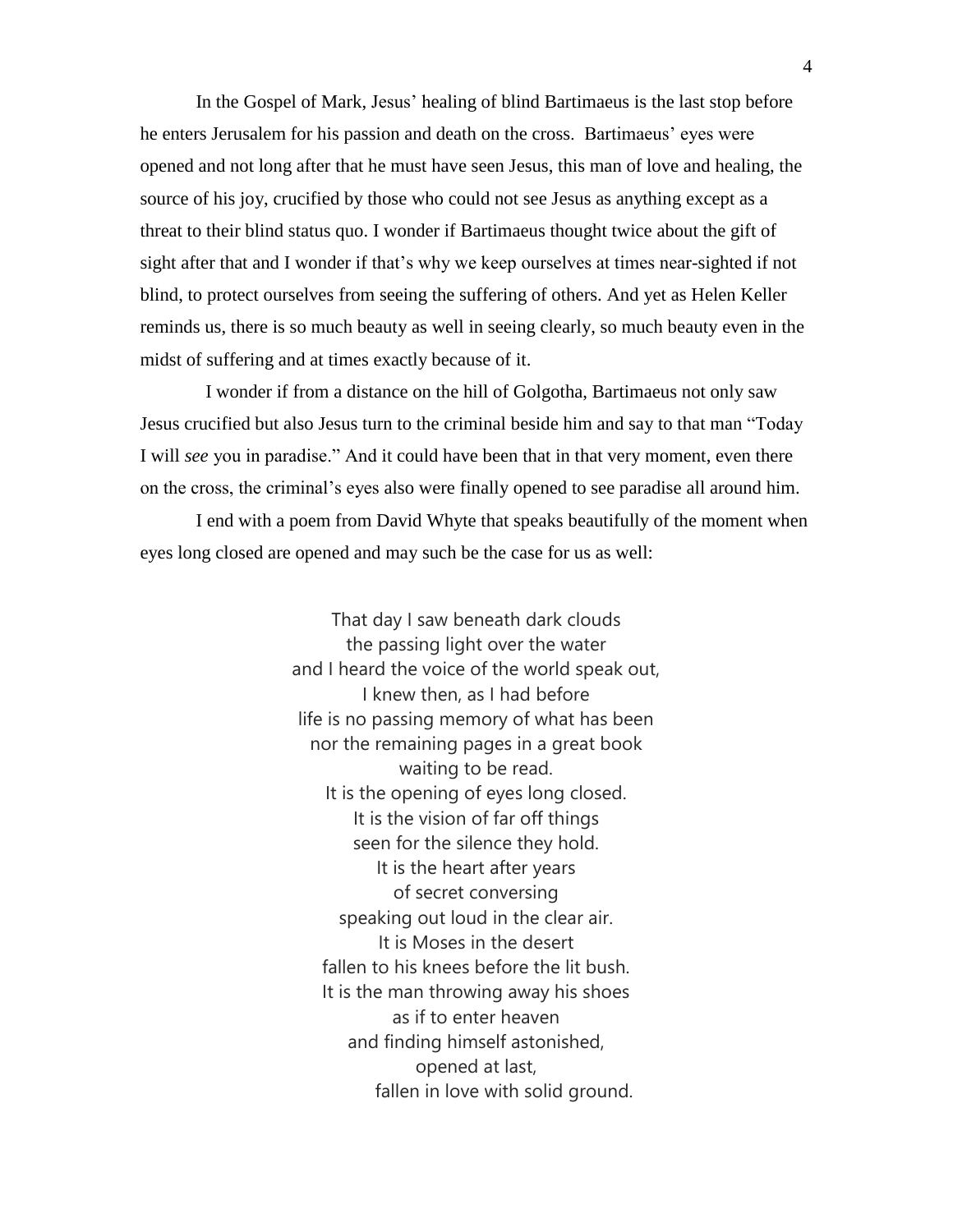In the Gospel of Mark, Jesus' healing of blind Bartimaeus is the last stop before he enters Jerusalem for his passion and death on the cross. Bartimaeus' eyes were opened and not long after that he must have seen Jesus, this man of love and healing, the source of his joy, crucified by those who could not see Jesus as anything except as a threat to their blind status quo. I wonder if Bartimaeus thought twice about the gift of sight after that and I wonder if that's why we keep ourselves at times near-sighted if not blind, to protect ourselves from seeing the suffering of others. And yet as Helen Keller reminds us, there is so much beauty as well in seeing clearly, so much beauty even in the midst of suffering and at times exactly because of it.

I wonder if from a distance on the hill of Golgotha, Bartimaeus not only saw Jesus crucified but also Jesus turn to the criminal beside him and say to that man "Today I will *see* you in paradise." And it could have been that in that very moment, even there on the cross, the criminal's eyes also were finally opened to see paradise all around him.

I end with a poem from David Whyte that speaks beautifully of the moment when eyes long closed are opened and may such be the case for us as well:

That day I saw beneath dark clouds
the passing light over the water
and I heard the voice of the world speak out,
I knew then, as I had before
life is no passing memory of what has been
nor the remaining pages in a great book
waiting to be read.
It is the opening of eyes long closed.
It is the vision of far off things
seen for the silence they hold.
It is the heart after years
of secret conversing
speaking out loud in the clear air.
It is Moses in the desert
fallen to his knees before the lit bush.
It is the man throwing away his shoes
as if to enter heaven
and finding himself astonished,
opened at last,
fallen in love with solid ground.